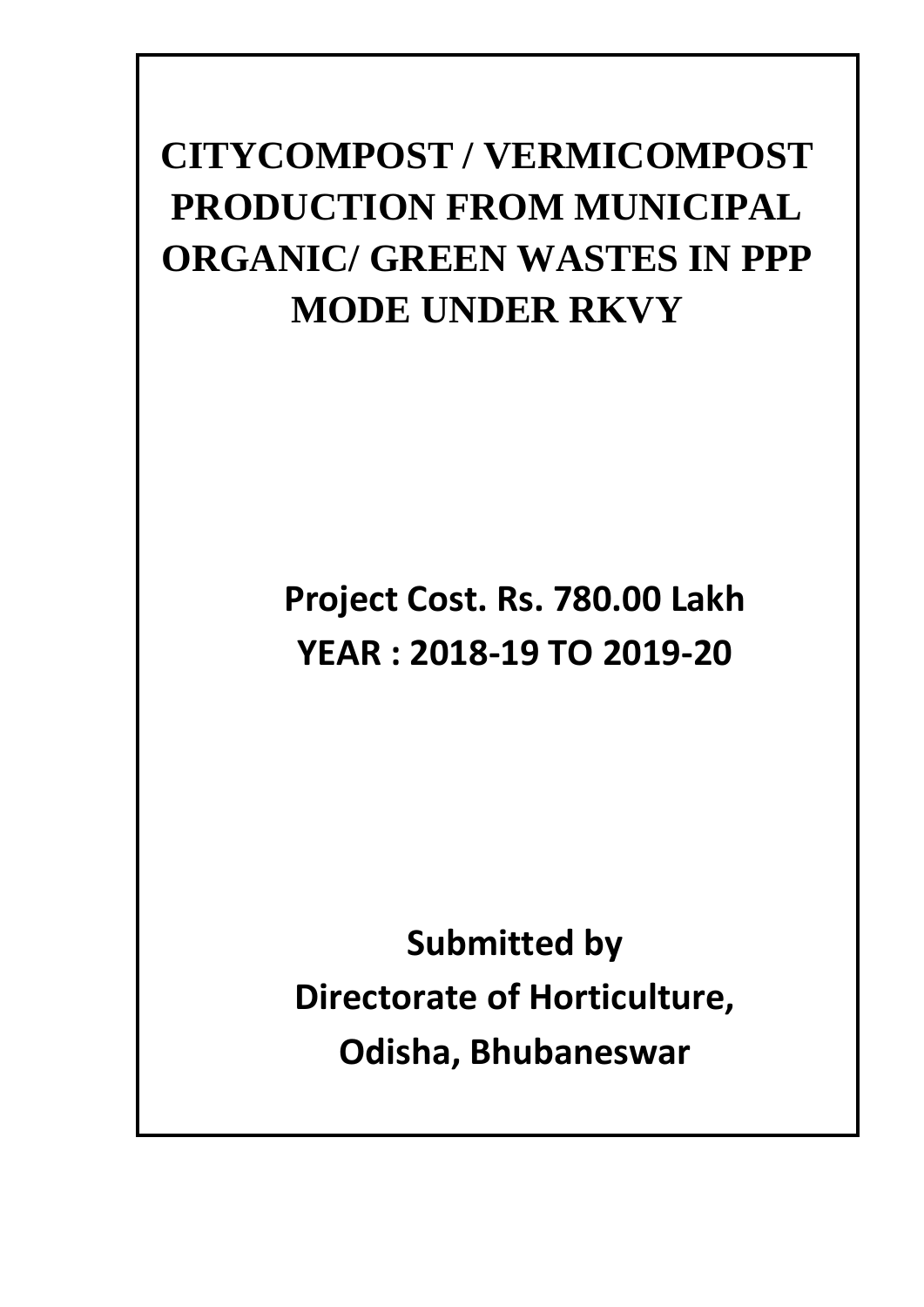# CITYCOMPOST / VERMICOMPOST PRODUCTION FROM MUNICIPAL ORGANIC/ GREEN WASTES IN PPP MODE UNDER RKVY

**Project Cost. Rs. 780.00 Lakh**

**YEAR : 2018-19 TO 2019-20**

**Submitted by**

**Directorate of Horticulture,**

**Odisha, Bhubaneswar**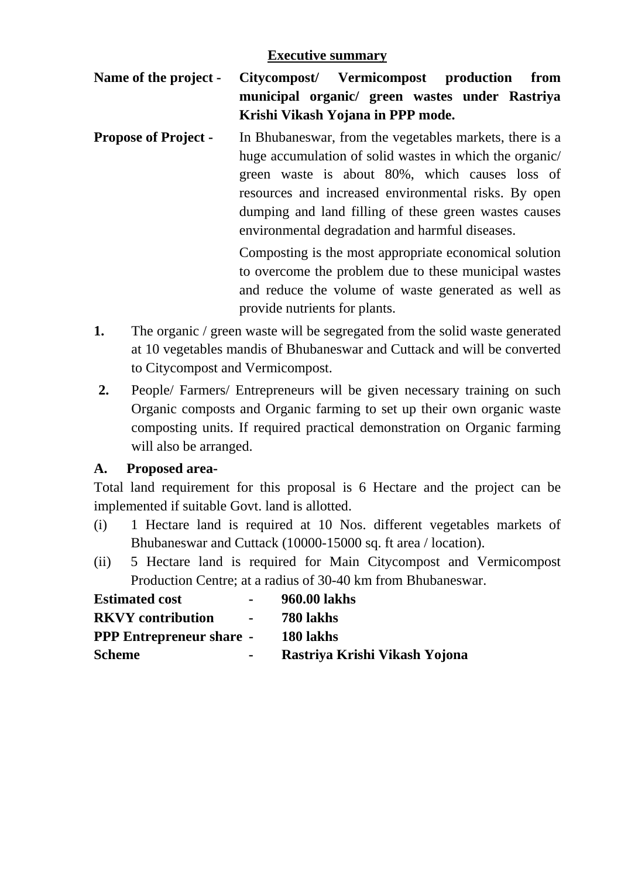## Executive summary

**Name of the project -** **Citycompost/ Vermicompost production from municipal organic/ green wastes under Rastriya Krishi Vikash Yojana in PPP mode.**

**Propose of Project -** In Bhubaneswar, from the vegetables markets, there is a huge accumulation of solid wastes in which the organic/ green waste is about 80%, which causes loss of resources and increased environmental risks. By open dumping and land filling of these green wastes causes environmental degradation and harmful diseases.

Composting is the most appropriate economical solution to overcome the problem due to these municipal wastes and reduce the volume of waste generated as well as provide nutrients for plants.

**1.** The organic / green waste will be segregated from the solid waste generated at 10 vegetables mandis of Bhubaneswar and Cuttack and will be converted to Citycompost and Vermicompost.

**2.** People/ Farmers/ Entrepreneurs will be given necessary training on such Organic composts and Organic farming to set up their own organic waste composting units. If required practical demonstration on Organic farming will also be arranged.

**A. Proposed area-**

Total land requirement for this proposal is 6 Hectare and the project can be implemented if suitable Govt. land is allotted.

(i) 1 Hectare land is required at 10 Nos. different vegetables markets of Bhubaneswar and Cuttack (10000-15000 sq. ft area / location).

(ii) 5 Hectare land is required for Main Citycompost and Vermicompost Production Centre; at a radius of 30-40 km from Bhubaneswar.

**Estimated cost** - **960.00 lakhs**

**RKVY contribution** - **780 lakhs**

**PPP Entrepreneur share** - **180 lakhs**

**Scheme** - **Rastriya Krishi Vikash Yojona**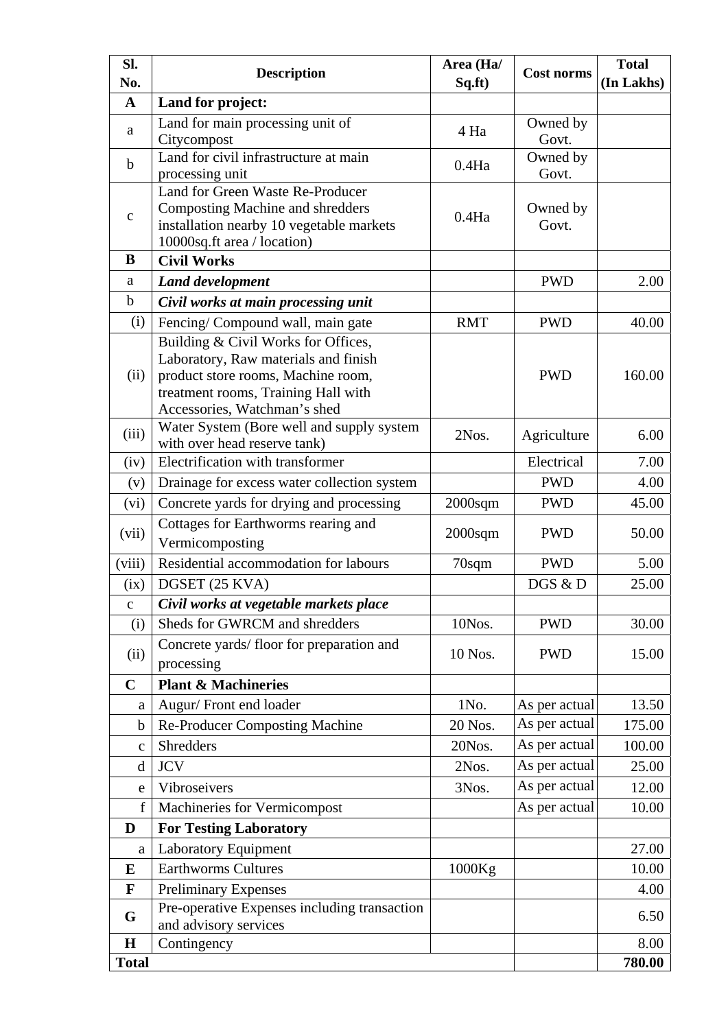| Sl. No. | Description | Area (Ha/ Sq.ft) | Cost norms | Total (In Lakhs) |
|---|---|---|---|---|
| **A** | **Land for project:** | | | |
| a | Land for main processing unit of Citycompost | 4 Ha | Owned by Govt. | |
| b | Land for civil infrastructure at main processing unit | 0.4Ha | Owned by Govt. | |
| c | Land for Green Waste Re-Producer Composting Machine and shredders installation nearby 10 vegetable markets 10000sq.ft area / location) | 0.4Ha | Owned by Govt. | |
| **B** | **Civil Works** | | | |
| a | ***Land development*** | | PWD | 2.00 |
| b | ***Civil works at main processing unit*** | | | |
| (i) | Fencing/ Compound wall, main gate | RMT | PWD | 40.00 |
| (ii) | Building & Civil Works for Offices, Laboratory, Raw materials and finish product store rooms, Machine room, treatment rooms, Training Hall with Accessories, Watchman's shed | | PWD | 160.00 |
| (iii) | Water System (Bore well and supply system with over head reserve tank) | 2Nos. | Agriculture | 6.00 |
| (iv) | Electrification with transformer | | Electrical | 7.00 |
| (v) | Drainage for excess water collection system | | PWD | 4.00 |
| (vi) | Concrete yards for drying and processing | 2000sqm | PWD | 45.00 |
| (vii) | Cottages for Earthworms rearing and Vermicomposting | 2000sqm | PWD | 50.00 |
| (viii) | Residential accommodation for labours | 70sqm | PWD | 5.00 |
| (ix) | DGSET (25 KVA) | | DGS & D | 25.00 |
| c | ***Civil works at vegetable markets place*** | | | |
| (i) | Sheds for GWRCM and shredders | 10Nos. | PWD | 30.00 |
| (ii) | Concrete yards/ floor for preparation and processing | 10 Nos. | PWD | 15.00 |
| **C** | **Plant & Machineries** | | | |
| a | Augur/ Front end loader | 1No. | As per actual | 13.50 |
| b | Re-Producer Composting Machine | 20 Nos. | As per actual | 175.00 |
| c | Shredders | 20Nos. | As per actual | 100.00 |
| d | JCV | 2Nos. | As per actual | 25.00 |
| e | Vibroseivers | 3Nos. | As per actual | 12.00 |
| f | Machineries for Vermicompost | | As per actual | 10.00 |
| **D** | **For Testing Laboratory** | | | |
| a | Laboratory Equipment | | | 27.00 |
| **E** | Earthworms Cultures | 1000Kg | | 10.00 |
| **F** | Preliminary Expenses | | | 4.00 |
| **G** | Pre-operative Expenses including transaction and advisory services | | | 6.50 |
| **H** | Contingency | | | 8.00 |
| **Total** | | | | **780.00** |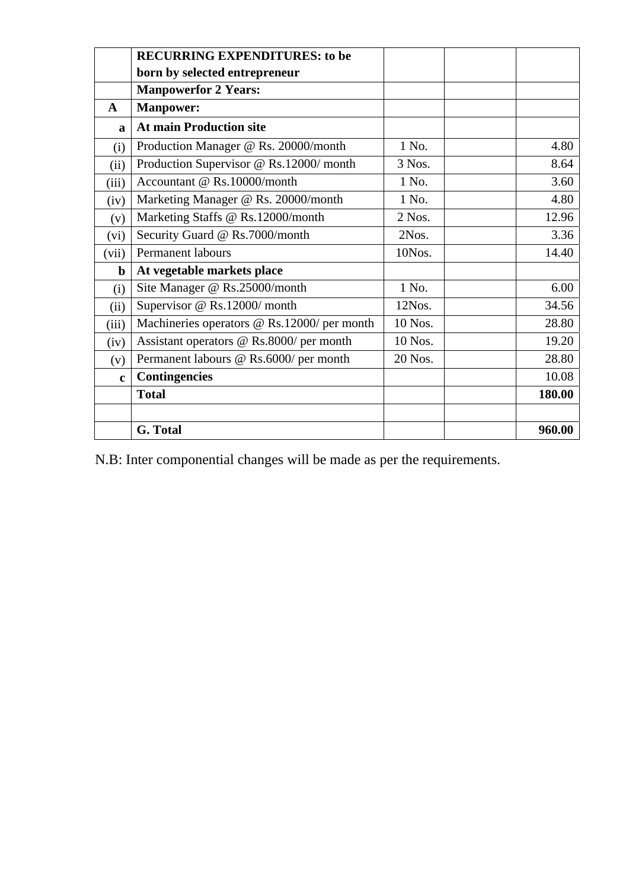|  | RECURRING EXPENDITURES: to be born by selected entrepreneur |  |  |  |
|---|---|---|---|---|
|  | **Manpowerfor 2 Years:** |  |  |  |
| **A** | **Manpower:** |  |  |  |
| **a** | **At main Production site** |  |  |  |
| (i) | Production Manager @ Rs. 20000/month | 1 No. |  | 4.80 |
| (ii) | Production Supervisor @ Rs.12000/ month | 3 Nos. |  | 8.64 |
| (iii) | Accountant @ Rs.10000/month | 1 No. |  | 3.60 |
| (iv) | Marketing Manager @ Rs. 20000/month | 1 No. |  | 4.80 |
| (v) | Marketing Staffs @ Rs.12000/month | 2 Nos. |  | 12.96 |
| (vi) | Security Guard @ Rs.7000/month | 2Nos. |  | 3.36 |
| (vii) | Permanent labours | 10Nos. |  | 14.40 |
| **b** | **At vegetable markets place** |  |  |  |
| (i) | Site Manager @ Rs.25000/month | 1 No. |  | 6.00 |
| (ii) | Supervisor @ Rs.12000/ month | 12Nos. |  | 34.56 |
| (iii) | Machineries operators @ Rs.12000/ per month | 10 Nos. |  | 28.80 |
| (iv) | Assistant operators @ Rs.8000/ per month | 10 Nos. |  | 19.20 |
| (v) | Permanent labours @ Rs.6000/ per month | 20 Nos. |  | 28.80 |
| **c** | **Contingencies** |  |  | 10.08 |
|  | **Total** |  |  | **180.00** |
|  |  |  |  |  |
|  | **G. Total** |  |  | **960.00** |

N.B: Inter componential changes will be made as per the requirements.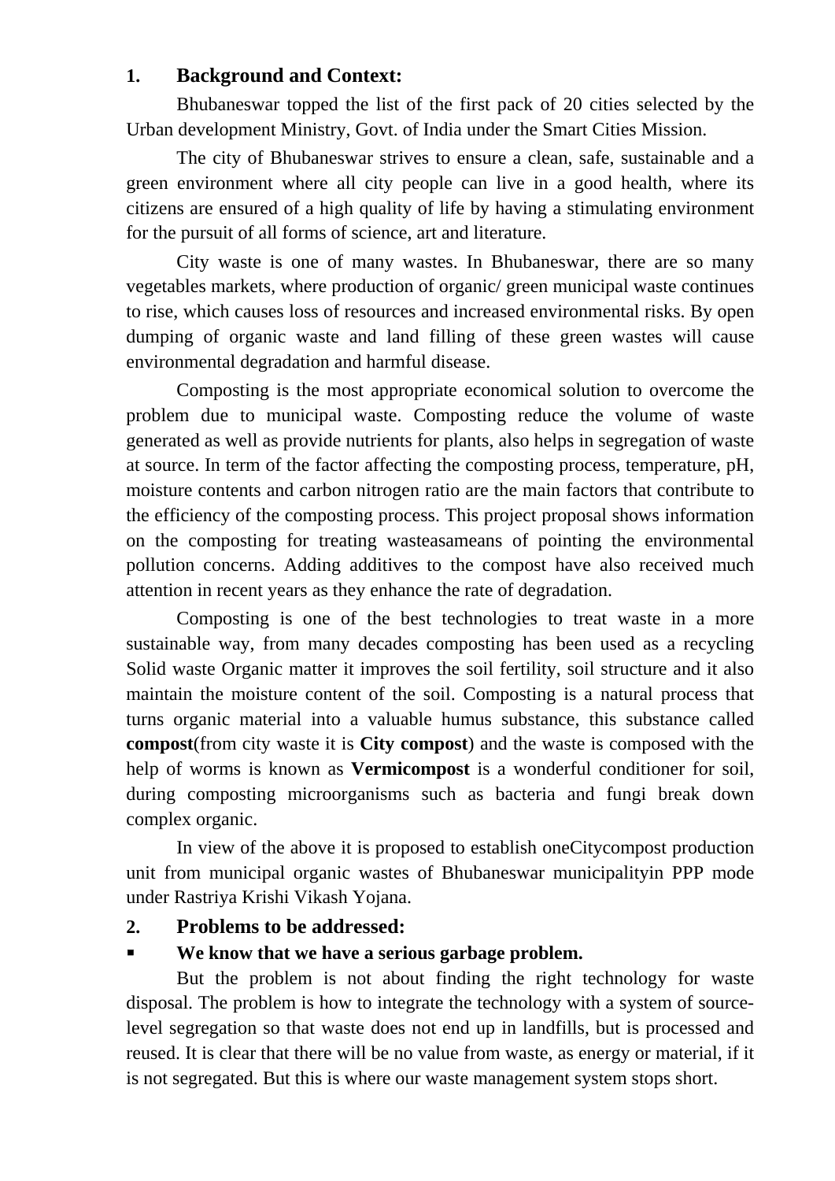## 1. Background and Context:

Bhubaneswar topped the list of the first pack of 20 cities selected by the Urban development Ministry, Govt. of India under the Smart Cities Mission.

The city of Bhubaneswar strives to ensure a clean, safe, sustainable and a green environment where all city people can live in a good health, where its citizens are ensured of a high quality of life by having a stimulating environment for the pursuit of all forms of science, art and literature.

City waste is one of many wastes. In Bhubaneswar, there are so many vegetables markets, where production of organic/ green municipal waste continues to rise, which causes loss of resources and increased environmental risks. By open dumping of organic waste and land filling of these green wastes will cause environmental degradation and harmful disease.

Composting is the most appropriate economical solution to overcome the problem due to municipal waste. Composting reduce the volume of waste generated as well as provide nutrients for plants, also helps in segregation of waste at source. In term of the factor affecting the composting process, temperature, pH, moisture contents and carbon nitrogen ratio are the main factors that contribute to the efficiency of the composting process. This project proposal shows information on the composting for treating wasteasameans of pointing the environmental pollution concerns. Adding additives to the compost have also received much attention in recent years as they enhance the rate of degradation.

Composting is one of the best technologies to treat waste in a more sustainable way, from many decades composting has been used as a recycling Solid waste Organic matter it improves the soil fertility, soil structure and it also maintain the moisture content of the soil. Composting is a natural process that turns organic material into a valuable humus substance, this substance called **compost**(from city waste it is **City compost**) and the waste is composed with the help of worms is known as **Vermicompost** is a wonderful conditioner for soil, during composting microorganisms such as bacteria and fungi break down complex organic.

In view of the above it is proposed to establish oneCitycompost production unit from municipal organic wastes of Bhubaneswar municipalityin PPP mode under Rastriya Krishi Vikash Yojana.

## 2. Problems to be addressed:

- **We know that we have a serious garbage problem.**

But the problem is not about finding the right technology for waste disposal. The problem is how to integrate the technology with a system of source-level segregation so that waste does not end up in landfills, but is processed and reused. It is clear that there will be no value from waste, as energy or material, if it is not segregated. But this is where our waste management system stops short.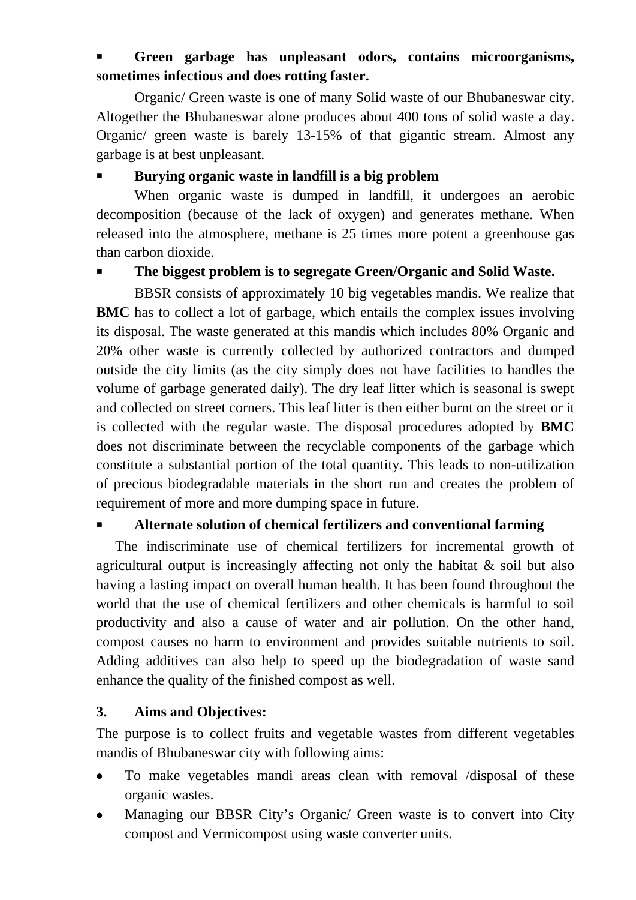- **Green garbage has unpleasant odors, contains microorganisms, sometimes infectious and does rotting faster.**

Organic/ Green waste is one of many Solid waste of our Bhubaneswar city. Altogether the Bhubaneswar alone produces about 400 tons of solid waste a day. Organic/ green waste is barely 13-15% of that gigantic stream. Almost any garbage is at best unpleasant.

- **Burying organic waste in landfill is a big problem**

When organic waste is dumped in landfill, it undergoes an aerobic decomposition (because of the lack of oxygen) and generates methane. When released into the atmosphere, methane is 25 times more potent a greenhouse gas than carbon dioxide.

- **The biggest problem is to segregate Green/Organic and Solid Waste.**

BBSR consists of approximately 10 big vegetables mandis. We realize that **BMC** has to collect a lot of garbage, which entails the complex issues involving its disposal. The waste generated at this mandis which includes 80% Organic and 20% other waste is currently collected by authorized contractors and dumped outside the city limits (as the city simply does not have facilities to handles the volume of garbage generated daily). The dry leaf litter which is seasonal is swept and collected on street corners. This leaf litter is then either burnt on the street or it is collected with the regular waste. The disposal procedures adopted by **BMC** does not discriminate between the recyclable components of the garbage which constitute a substantial portion of the total quantity. This leads to non-utilization of precious biodegradable materials in the short run and creates the problem of requirement of more and more dumping space in future.

- **Alternate solution of chemical fertilizers and conventional farming**

The indiscriminate use of chemical fertilizers for incremental growth of agricultural output is increasingly affecting not only the habitat & soil but also having a lasting impact on overall human health. It has been found throughout the world that the use of chemical fertilizers and other chemicals is harmful to soil productivity and also a cause of water and air pollution. On the other hand, compost causes no harm to environment and provides suitable nutrients to soil. Adding additives can also help to speed up the biodegradation of waste sand enhance the quality of the finished compost as well.

## 3. Aims and Objectives:

The purpose is to collect fruits and vegetable wastes from different vegetables mandis of Bhubaneswar city with following aims:

- To make vegetables mandi areas clean with removal /disposal of these organic wastes.
- Managing our BBSR City's Organic/ Green waste is to convert into City compost and Vermicompost using waste converter units.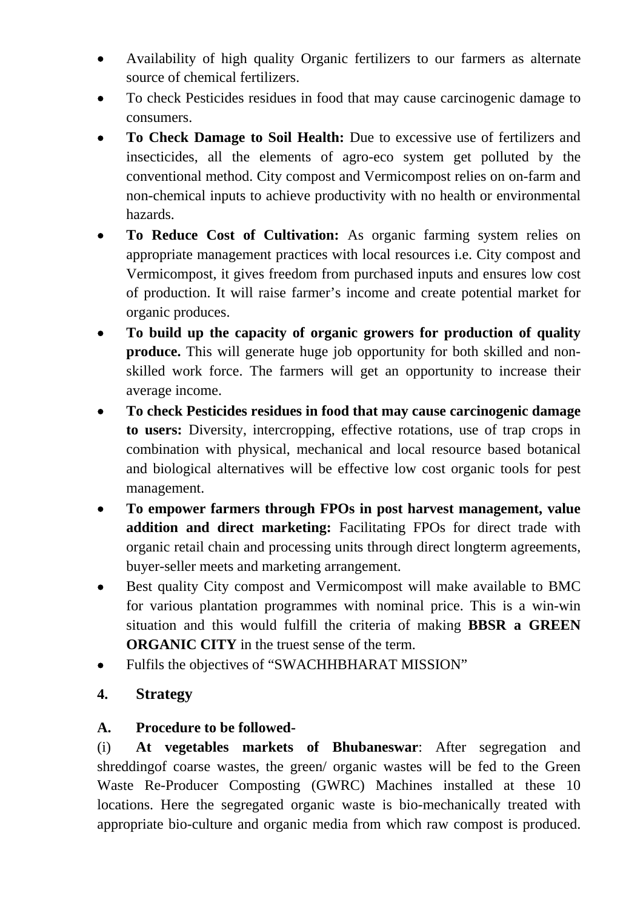- Availability of high quality Organic fertilizers to our farmers as alternate source of chemical fertilizers.
- To check Pesticides residues in food that may cause carcinogenic damage to consumers.
- **To Check Damage to Soil Health:** Due to excessive use of fertilizers and insecticides, all the elements of agro-eco system get polluted by the conventional method. City compost and Vermicompost relies on on-farm and non-chemical inputs to achieve productivity with no health or environmental hazards.
- **To Reduce Cost of Cultivation:** As organic farming system relies on appropriate management practices with local resources i.e. City compost and Vermicompost, it gives freedom from purchased inputs and ensures low cost of production. It will raise farmer's income and create potential market for organic produces.
- **To build up the capacity of organic growers for production of quality produce.** This will generate huge job opportunity for both skilled and non-skilled work force. The farmers will get an opportunity to increase their average income.
- **To check Pesticides residues in food that may cause carcinogenic damage to users:** Diversity, intercropping, effective rotations, use of trap crops in combination with physical, mechanical and local resource based botanical and biological alternatives will be effective low cost organic tools for pest management.
- **To empower farmers through FPOs in post harvest management, value addition and direct marketing:** Facilitating FPOs for direct trade with organic retail chain and processing units through direct longterm agreements, buyer-seller meets and marketing arrangement.
- Best quality City compost and Vermicompost will make available to BMC for various plantation programmes with nominal price. This is a win-win situation and this would fulfill the criteria of making **BBSR a GREEN ORGANIC CITY** in the truest sense of the term.
- Fulfils the objectives of "SWACHHBHARAT MISSION"

## 4. Strategy

### A. Procedure to be followed-

(i) **At vegetables markets of Bhubaneswar**: After segregation and shreddingof coarse wastes, the green/ organic wastes will be fed to the Green Waste Re-Producer Composting (GWRC) Machines installed at these 10 locations. Here the segregated organic waste is bio-mechanically treated with appropriate bio-culture and organic media from which raw compost is produced.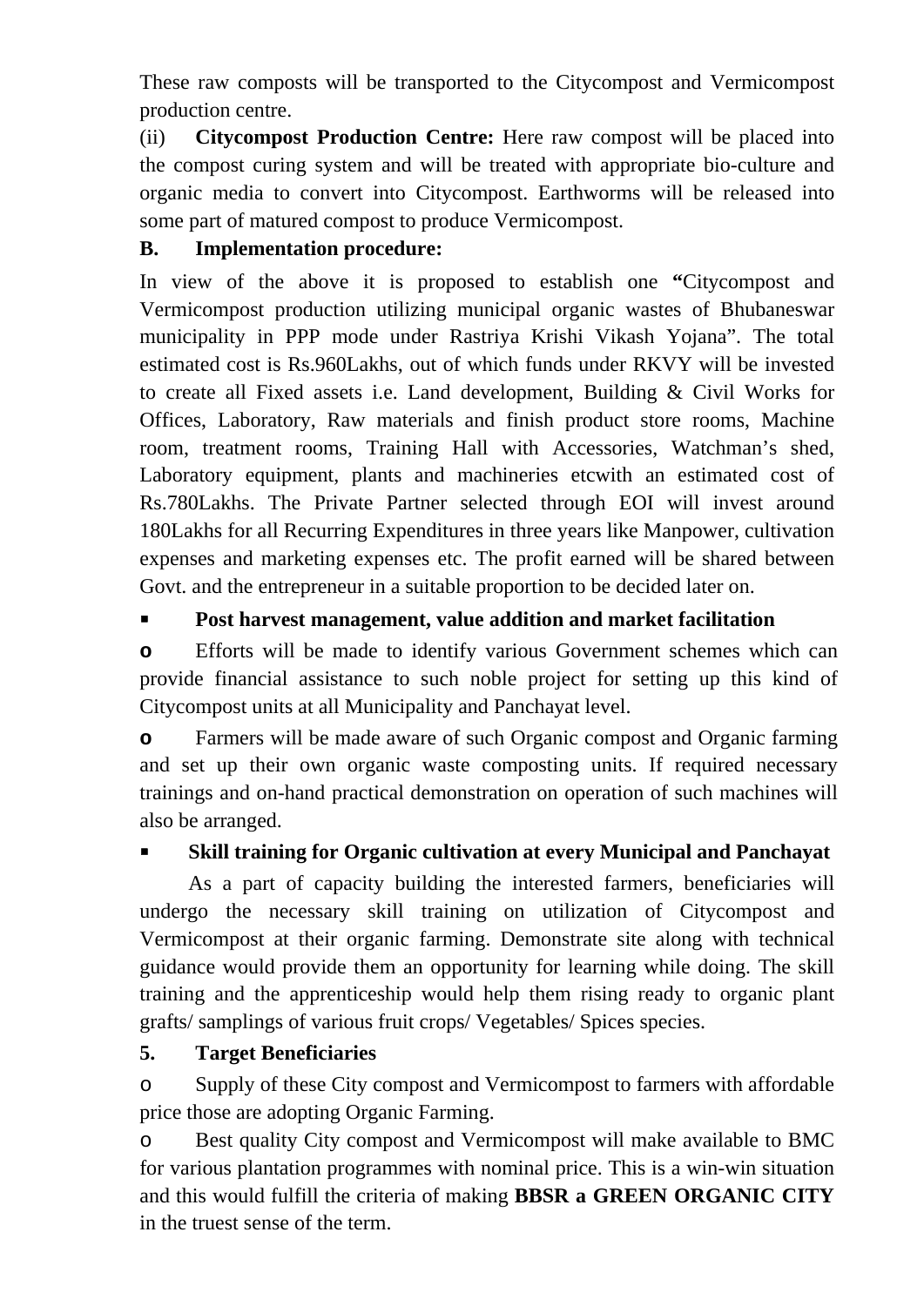These raw composts will be transported to the Citycompost and Vermicompost production centre.

(ii) **Citycompost Production Centre:** Here raw compost will be placed into the compost curing system and will be treated with appropriate bio-culture and organic media to convert into Citycompost. Earthworms will be released into some part of matured compost to produce Vermicompost.

**B. Implementation procedure:**

In view of the above it is proposed to establish one **"**Citycompost and Vermicompost production utilizing municipal organic wastes of Bhubaneswar municipality in PPP mode under Rastriya Krishi Vikash Yojana". The total estimated cost is Rs.960Lakhs, out of which funds under RKVY will be invested to create all Fixed assets i.e. Land development, Building & Civil Works for Offices, Laboratory, Raw materials and finish product store rooms, Machine room, treatment rooms, Training Hall with Accessories, Watchman's shed, Laboratory equipment, plants and machineries etcwith an estimated cost of Rs.780Lakhs. The Private Partner selected through EOI will invest around 180Lakhs for all Recurring Expenditures in three years like Manpower, cultivation expenses and marketing expenses etc. The profit earned will be shared between Govt. and the entrepreneur in a suitable proportion to be decided later on.

- **Post harvest management, value addition and market facilitation**
  - Efforts will be made to identify various Government schemes which can provide financial assistance to such noble project for setting up this kind of Citycompost units at all Municipality and Panchayat level.
  - Farmers will be made aware of such Organic compost and Organic farming and set up their own organic waste composting units. If required necessary trainings and on-hand practical demonstration on operation of such machines will also be arranged.

- **Skill training for Organic cultivation at every Municipal and Panchayat**

As a part of capacity building the interested farmers, beneficiaries will undergo the necessary skill training on utilization of Citycompost and Vermicompost at their organic farming. Demonstrate site along with technical guidance would provide them an opportunity for learning while doing. The skill training and the apprenticeship would help them rising ready to organic plant grafts/ samplings of various fruit crops/ Vegetables/ Spices species.

**5. Target Beneficiaries**

- Supply of these City compost and Vermicompost to farmers with affordable price those are adopting Organic Farming.
- Best quality City compost and Vermicompost will make available to BMC for various plantation programmes with nominal price. This is a win-win situation and this would fulfill the criteria of making **BBSR a GREEN ORGANIC CITY** in the truest sense of the term.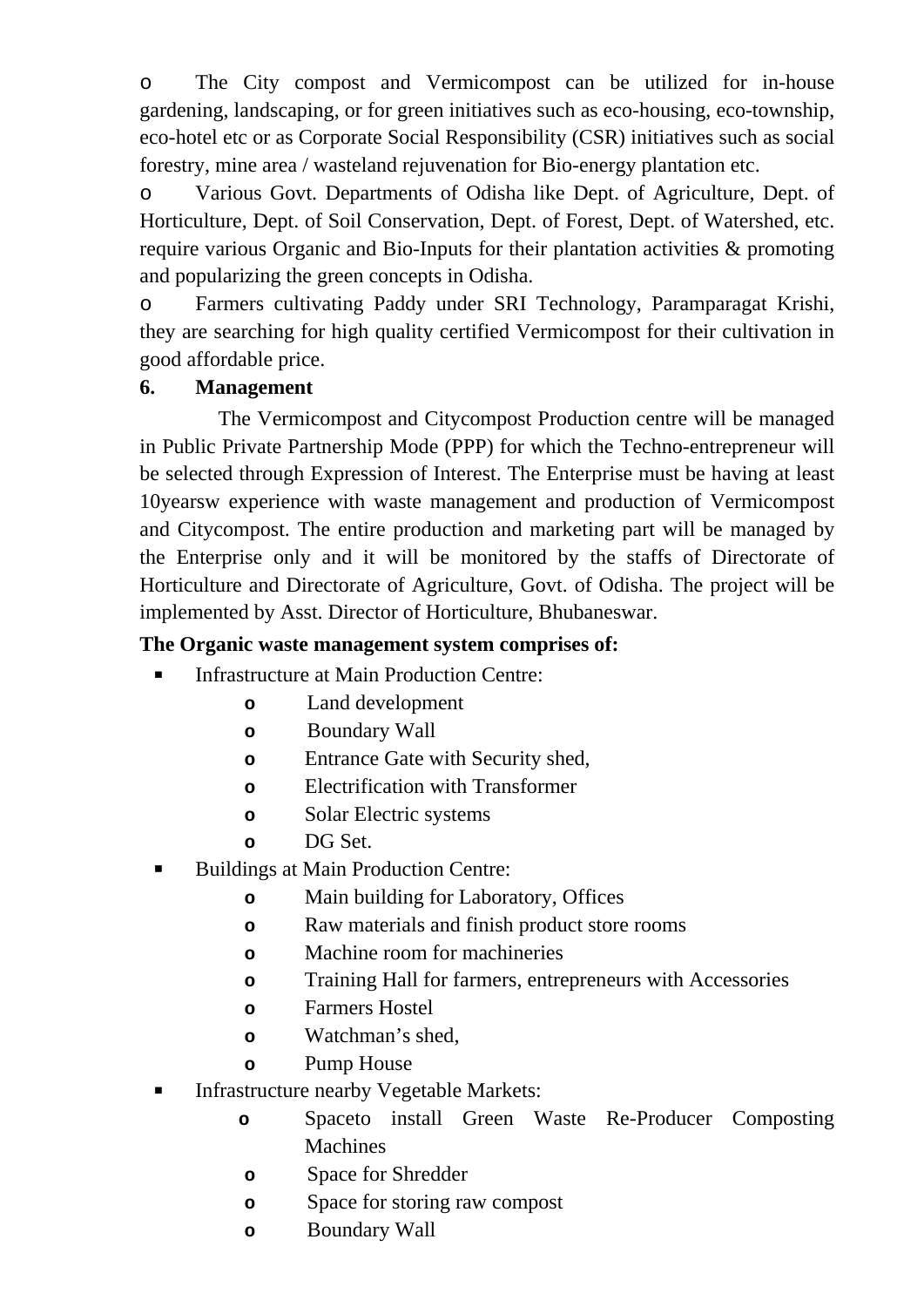- The City compost and Vermicompost can be utilized for in-house gardening, landscaping, or for green initiatives such as eco-housing, eco-township, eco-hotel etc or as Corporate Social Responsibility (CSR) initiatives such as social forestry, mine area / wasteland rejuvenation for Bio-energy plantation etc.
- Various Govt. Departments of Odisha like Dept. of Agriculture, Dept. of Horticulture, Dept. of Soil Conservation, Dept. of Forest, Dept. of Watershed, etc. require various Organic and Bio-Inputs for their plantation activities & promoting and popularizing the green concepts in Odisha.
- Farmers cultivating Paddy under SRI Technology, Paramparagat Krishi, they are searching for high quality certified Vermicompost for their cultivation in good affordable price.

**6. Management**

The Vermicompost and Citycompost Production centre will be managed in Public Private Partnership Mode (PPP) for which the Techno-entrepreneur will be selected through Expression of Interest. The Enterprise must be having at least 10yearsw experience with waste management and production of Vermicompost and Citycompost. The entire production and marketing part will be managed by the Enterprise only and it will be monitored by the staffs of Directorate of Horticulture and Directorate of Agriculture, Govt. of Odisha. The project will be implemented by Asst. Director of Horticulture, Bhubaneswar.

**The Organic waste management system comprises of:**

- Infrastructure at Main Production Centre:
  - Land development
  - Boundary Wall
  - Entrance Gate with Security shed,
  - Electrification with Transformer
  - Solar Electric systems
  - DG Set.
- Buildings at Main Production Centre:
  - Main building for Laboratory, Offices
  - Raw materials and finish product store rooms
  - Machine room for machineries
  - Training Hall for farmers, entrepreneurs with Accessories
  - Farmers Hostel
  - Watchman's shed,
  - Pump House
- Infrastructure nearby Vegetable Markets:
  - Spaceto install Green Waste Re-Producer Composting Machines
  - Space for Shredder
  - Space for storing raw compost
  - Boundary Wall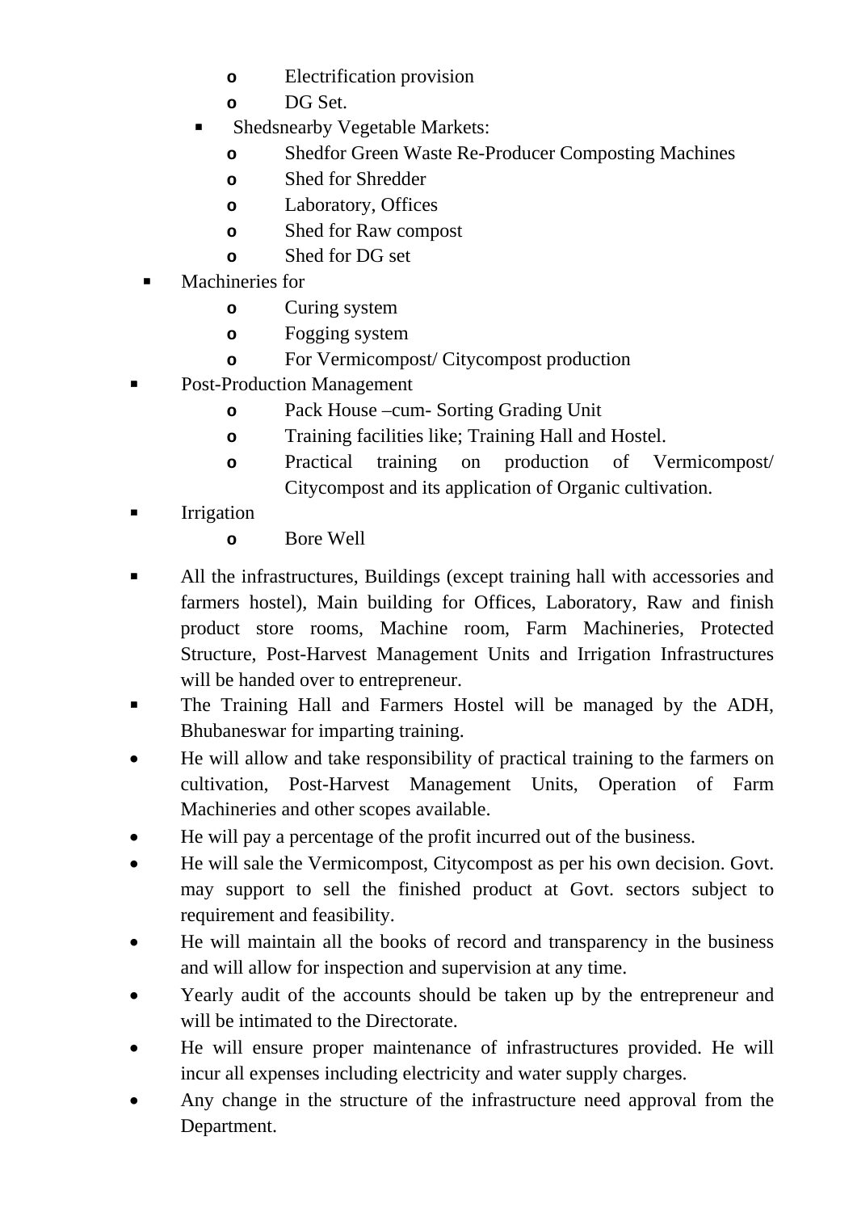- Electrification provision
        - DG Set.
    - Shedsnearby Vegetable Markets:
        - Shedfor Green Waste Re-Producer Composting Machines
        - Shed for Shredder
        - Laboratory, Offices
        - Shed for Raw compost
        - Shed for DG set
- Machineries for
    - Curing system
    - Fogging system
    - For Vermicompost/ Citycompost production
- Post-Production Management
    - Pack House –cum- Sorting Grading Unit
    - Training facilities like; Training Hall and Hostel.
    - Practical training on production of Vermicompost/ Citycompost and its application of Organic cultivation.
- Irrigation
    - Bore Well

- All the infrastructures, Buildings (except training hall with accessories and farmers hostel), Main building for Offices, Laboratory, Raw and finish product store rooms, Machine room, Farm Machineries, Protected Structure, Post-Harvest Management Units and Irrigation Infrastructures will be handed over to entrepreneur.
- The Training Hall and Farmers Hostel will be managed by the ADH, Bhubaneswar for imparting training.
- He will allow and take responsibility of practical training to the farmers on cultivation, Post-Harvest Management Units, Operation of Farm Machineries and other scopes available.
- He will pay a percentage of the profit incurred out of the business.
- He will sale the Vermicompost, Citycompost as per his own decision. Govt. may support to sell the finished product at Govt. sectors subject to requirement and feasibility.
- He will maintain all the books of record and transparency in the business and will allow for inspection and supervision at any time.
- Yearly audit of the accounts should be taken up by the entrepreneur and will be intimated to the Directorate.
- He will ensure proper maintenance of infrastructures provided. He will incur all expenses including electricity and water supply charges.
- Any change in the structure of the infrastructure need approval from the Department.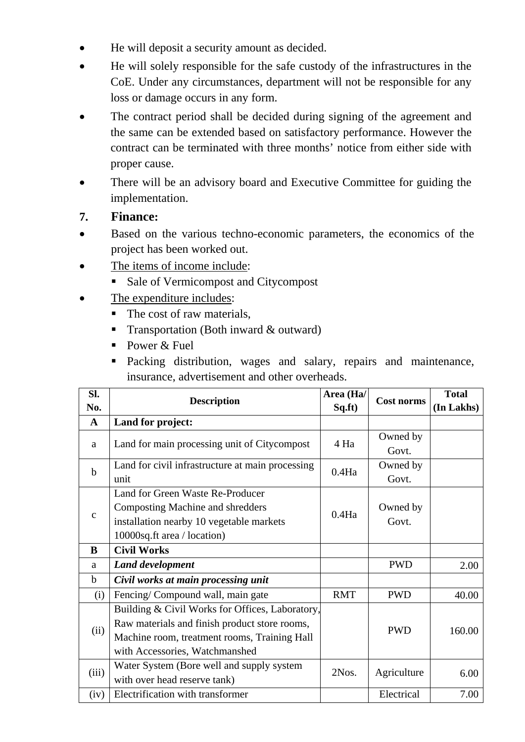- He will deposit a security amount as decided.
- He will solely responsible for the safe custody of the infrastructures in the CoE. Under any circumstances, department will not be responsible for any loss or damage occurs in any form.
- The contract period shall be decided during signing of the agreement and the same can be extended based on satisfactory performance. However the contract can be terminated with three months' notice from either side with proper cause.
- There will be an advisory board and Executive Committee for guiding the implementation.

## 7. Finance:

- Based on the various techno-economic parameters, the economics of the project has been worked out.
- The items of income include:
  - Sale of Vermicompost and Citycompost
- The expenditure includes:
  - The cost of raw materials,
  - Transportation (Both inward & outward)
  - Power & Fuel
  - Packing distribution, wages and salary, repairs and maintenance, insurance, advertisement and other overheads.

| Sl. No. | Description | Area (Ha/ Sq.ft) | Cost norms | Total (In Lakhs) |
|---|---|---|---|---|
| **A** | **Land for project:** | | | |
| a | Land for main processing unit of Citycompost | 4 Ha | Owned by Govt. | |
| b | Land for civil infrastructure at main processing unit | 0.4Ha | Owned by Govt. | |
| c | Land for Green Waste Re-Producer Composting Machine and shredders installation nearby 10 vegetable markets 10000sq.ft area / location) | 0.4Ha | Owned by Govt. | |
| **B** | **Civil Works** | | | |
| a | ***Land development*** | | PWD | 2.00 |
| b | ***Civil works at main processing unit*** | | | |
| (i) | Fencing/ Compound wall, main gate | RMT | PWD | 40.00 |
| (ii) | Building & Civil Works for Offices, Laboratory, Raw materials and finish product store rooms, Machine room, treatment rooms, Training Hall with Accessories, Watchmanshed | | PWD | 160.00 |
| (iii) | Water System (Bore well and supply system with over head reserve tank) | 2Nos. | Agriculture | 6.00 |
| (iv) | Electrification with transformer | | Electrical | 7.00 |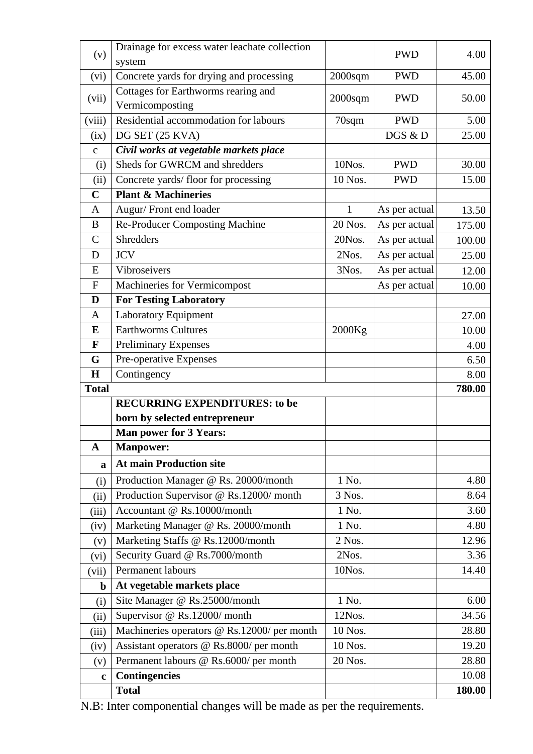| | | | | |
|---|---|---|---|---|
| (v) | Drainage for excess water leachate collection system | | PWD | 4.00 |
| (vi) | Concrete yards for drying and processing | 2000sqm | PWD | 45.00 |
| (vii) | Cottages for Earthworms rearing and Vermicomposting | 2000sqm | PWD | 50.00 |
| (viii) | Residential accommodation for labours | 70sqm | PWD | 5.00 |
| (ix) | DG SET (25 KVA) | | DGS & D | 25.00 |
| c | ***Civil works at vegetable markets place*** | | | |
| (i) | Sheds for GWRCM and shredders | 10Nos. | PWD | 30.00 |
| (ii) | Concrete yards/ floor for processing | 10 Nos. | PWD | 15.00 |
| **C** | **Plant & Machineries** | | | |
| A | Augur/ Front end loader | 1 | As per actual | 13.50 |
| B | Re-Producer Composting Machine | 20 Nos. | As per actual | 175.00 |
| C | Shredders | 20Nos. | As per actual | 100.00 |
| D | JCV | 2Nos. | As per actual | 25.00 |
| E | Vibroseivers | 3Nos. | As per actual | 12.00 |
| F | Machineries for Vermicompost | | As per actual | 10.00 |
| **D** | **For Testing Laboratory** | | | |
| A | Laboratory Equipment | | | 27.00 |
| **E** | Earthworms Cultures | 2000Kg | | 10.00 |
| **F** | Preliminary Expenses | | | 4.00 |
| **G** | Pre-operative Expenses | | | 6.50 |
| **H** | Contingency | | | 8.00 |
| **Total** | | | | **780.00** |
| | **RECURRING EXPENDITURES: to be born by selected entrepreneur** | | | |
| | **Man power for 3 Years:** | | | |
| **A** | **Manpower:** | | | |
| **a** | **At main Production site** | | | |
| (i) | Production Manager @ Rs. 20000/month | 1 No. | | 4.80 |
| (ii) | Production Supervisor @ Rs.12000/ month | 3 Nos. | | 8.64 |
| (iii) | Accountant @ Rs.10000/month | 1 No. | | 3.60 |
| (iv) | Marketing Manager @ Rs. 20000/month | 1 No. | | 4.80 |
| (v) | Marketing Staffs @ Rs.12000/month | 2 Nos. | | 12.96 |
| (vi) | Security Guard @ Rs.7000/month | 2Nos. | | 3.36 |
| (vii) | Permanent labours | 10Nos. | | 14.40 |
| **b** | **At vegetable markets place** | | | |
| (i) | Site Manager @ Rs.25000/month | 1 No. | | 6.00 |
| (ii) | Supervisor @ Rs.12000/ month | 12Nos. | | 34.56 |
| (iii) | Machineries operators @ Rs.12000/ per month | 10 Nos. | | 28.80 |
| (iv) | Assistant operators @ Rs.8000/ per month | 10 Nos. | | 19.20 |
| (v) | Permanent labours @ Rs.6000/ per month | 20 Nos. | | 28.80 |
| **c** | **Contingencies** | | | 10.08 |
| | **Total** | | | **180.00** |

N.B: Inter componential changes will be made as per the requirements.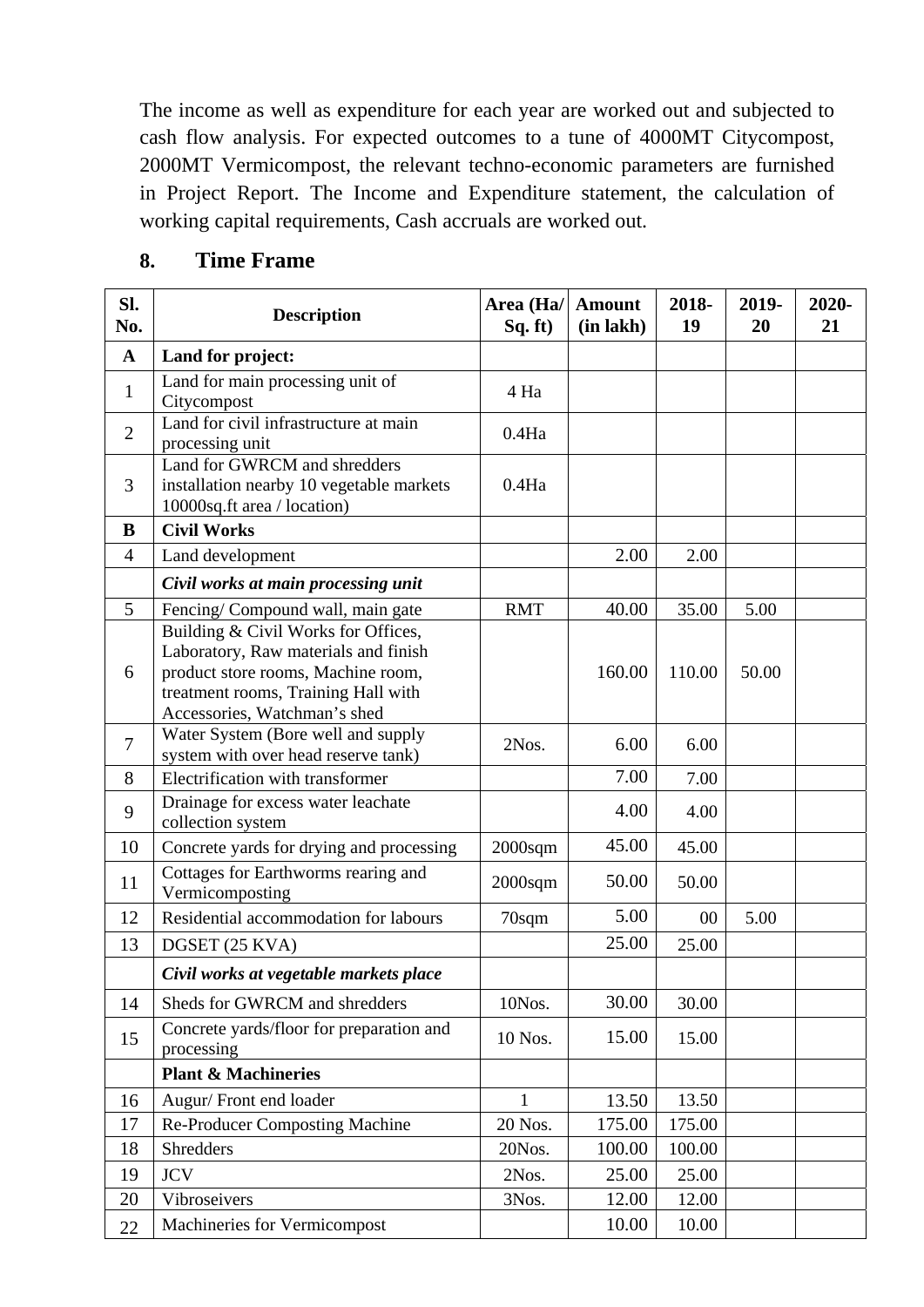The income as well as expenditure for each year are worked out and subjected to cash flow analysis. For expected outcomes to a tune of 4000MT Citycompost, 2000MT Vermicompost, the relevant techno-economic parameters are furnished in Project Report. The Income and Expenditure statement, the calculation of working capital requirements, Cash accruals are worked out.

## 8. Time Frame

| Sl. No. | Description | Area (Ha/ Sq. ft) | Amount (in lakh) | 2018-19 | 2019-20 | 2020-21 |
|---|---|---|---|---|---|---|
| **A** | **Land for project:** | | | | | |
| 1 | Land for main processing unit of Citycompost | 4 Ha | | | | |
| 2 | Land for civil infrastructure at main processing unit | 0.4Ha | | | | |
| 3 | Land for GWRCM and shredders installation nearby 10 vegetable markets 10000sq.ft area / location) | 0.4Ha | | | | |
| **B** | **Civil Works** | | | | | |
| 4 | Land development | | 2.00 | 2.00 | | |
| | ***Civil works at main processing unit*** | | | | | |
| 5 | Fencing/ Compound wall, main gate | RMT | 40.00 | 35.00 | 5.00 | |
| 6 | Building & Civil Works for Offices, Laboratory, Raw materials and finish product store rooms, Machine room, treatment rooms, Training Hall with Accessories, Watchman's shed | | 160.00 | 110.00 | 50.00 | |
| 7 | Water System (Bore well and supply system with over head reserve tank) | 2Nos. | 6.00 | 6.00 | | |
| 8 | Electrification with transformer | | 7.00 | 7.00 | | |
| 9 | Drainage for excess water leachate collection system | | 4.00 | 4.00 | | |
| 10 | Concrete yards for drying and processing | 2000sqm | 45.00 | 45.00 | | |
| 11 | Cottages for Earthworms rearing and Vermicomposting | 2000sqm | 50.00 | 50.00 | | |
| 12 | Residential accommodation for labours | 70sqm | 5.00 | 00 | 5.00 | |
| 13 | DGSET (25 KVA) | | 25.00 | 25.00 | | |
| | ***Civil works at vegetable markets place*** | | | | | |
| 14 | Sheds for GWRCM and shredders | 10Nos. | 30.00 | 30.00 | | |
| 15 | Concrete yards/floor for preparation and processing | 10 Nos. | 15.00 | 15.00 | | |
| | **Plant & Machineries** | | | | | |
| 16 | Augur/ Front end loader | 1 | 13.50 | 13.50 | | |
| 17 | Re-Producer Composting Machine | 20 Nos. | 175.00 | 175.00 | | |
| 18 | Shredders | 20Nos. | 100.00 | 100.00 | | |
| 19 | JCV | 2Nos. | 25.00 | 25.00 | | |
| 20 | Vibroseivers | 3Nos. | 12.00 | 12.00 | | |
| 22 | Machineries for Vermicompost | | 10.00 | 10.00 | | |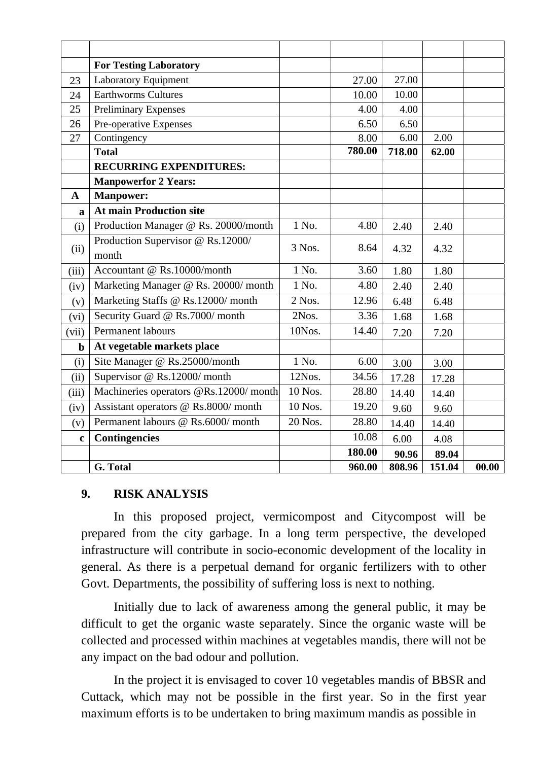|  |  |  |  |  |  |  |
|---|---|---|---|---|---|---|
|  | **For Testing Laboratory** |  |  |  |  |  |
| 23 | Laboratory Equipment |  | 27.00 | 27.00 |  |  |
| 24 | Earthworms Cultures |  | 10.00 | 10.00 |  |  |
| 25 | Preliminary Expenses |  | 4.00 | 4.00 |  |  |
| 26 | Pre-operative Expenses |  | 6.50 | 6.50 |  |  |
| 27 | Contingency |  | 8.00 | 6.00 | 2.00 |  |
|  | **Total** |  | **780.00** | **718.00** | **62.00** |  |
|  | **RECURRING EXPENDITURES:** |  |  |  |  |  |
|  | **Manpowerfor 2 Years:** |  |  |  |  |  |
| **A** | **Manpower:** |  |  |  |  |  |
| **a** | **At main Production site** |  |  |  |  |  |
| (i) | Production Manager @ Rs. 20000/month | 1 No. | 4.80 | 2.40 | 2.40 |  |
| (ii) | Production Supervisor @ Rs.12000/ month | 3 Nos. | 8.64 | 4.32 | 4.32 |  |
| (iii) | Accountant @ Rs.10000/month | 1 No. | 3.60 | 1.80 | 1.80 |  |
| (iv) | Marketing Manager @ Rs. 20000/ month | 1 No. | 4.80 | 2.40 | 2.40 |  |
| (v) | Marketing Staffs @ Rs.12000/ month | 2 Nos. | 12.96 | 6.48 | 6.48 |  |
| (vi) | Security Guard @ Rs.7000/ month | 2Nos. | 3.36 | 1.68 | 1.68 |  |
| (vii) | Permanent labours | 10Nos. | 14.40 | 7.20 | 7.20 |  |
| **b** | **At vegetable markets place** |  |  |  |  |  |
| (i) | Site Manager @ Rs.25000/month | 1 No. | 6.00 | 3.00 | 3.00 |  |
| (ii) | Supervisor @ Rs.12000/ month | 12Nos. | 34.56 | 17.28 | 17.28 |  |
| (iii) | Machineries operators @Rs.12000/ month | 10 Nos. | 28.80 | 14.40 | 14.40 |  |
| (iv) | Assistant operators @ Rs.8000/ month | 10 Nos. | 19.20 | 9.60 | 9.60 |  |
| (v) | Permanent labours @ Rs.6000/ month | 20 Nos. | 28.80 | 14.40 | 14.40 |  |
| **c** | **Contingencies** |  | 10.08 | 6.00 | 4.08 |  |
|  |  |  | **180.00** | **90.96** | **89.04** |  |
|  | **G. Total** |  | **960.00** | **808.96** | **151.04** | **00.00** |

## 9. RISK ANALYSIS

In this proposed project, vermicompost and Citycompost will be prepared from the city garbage. In a long term perspective, the developed infrastructure will contribute in socio-economic development of the locality in general. As there is a perpetual demand for organic fertilizers with to other Govt. Departments, the possibility of suffering loss is next to nothing.

Initially due to lack of awareness among the general public, it may be difficult to get the organic waste separately. Since the organic waste will be collected and processed within machines at vegetables mandis, there will not be any impact on the bad odour and pollution.

In the project it is envisaged to cover 10 vegetables mandis of BBSR and Cuttack, which may not be possible in the first year. So in the first year maximum efforts is to be undertaken to bring maximum mandis as possible in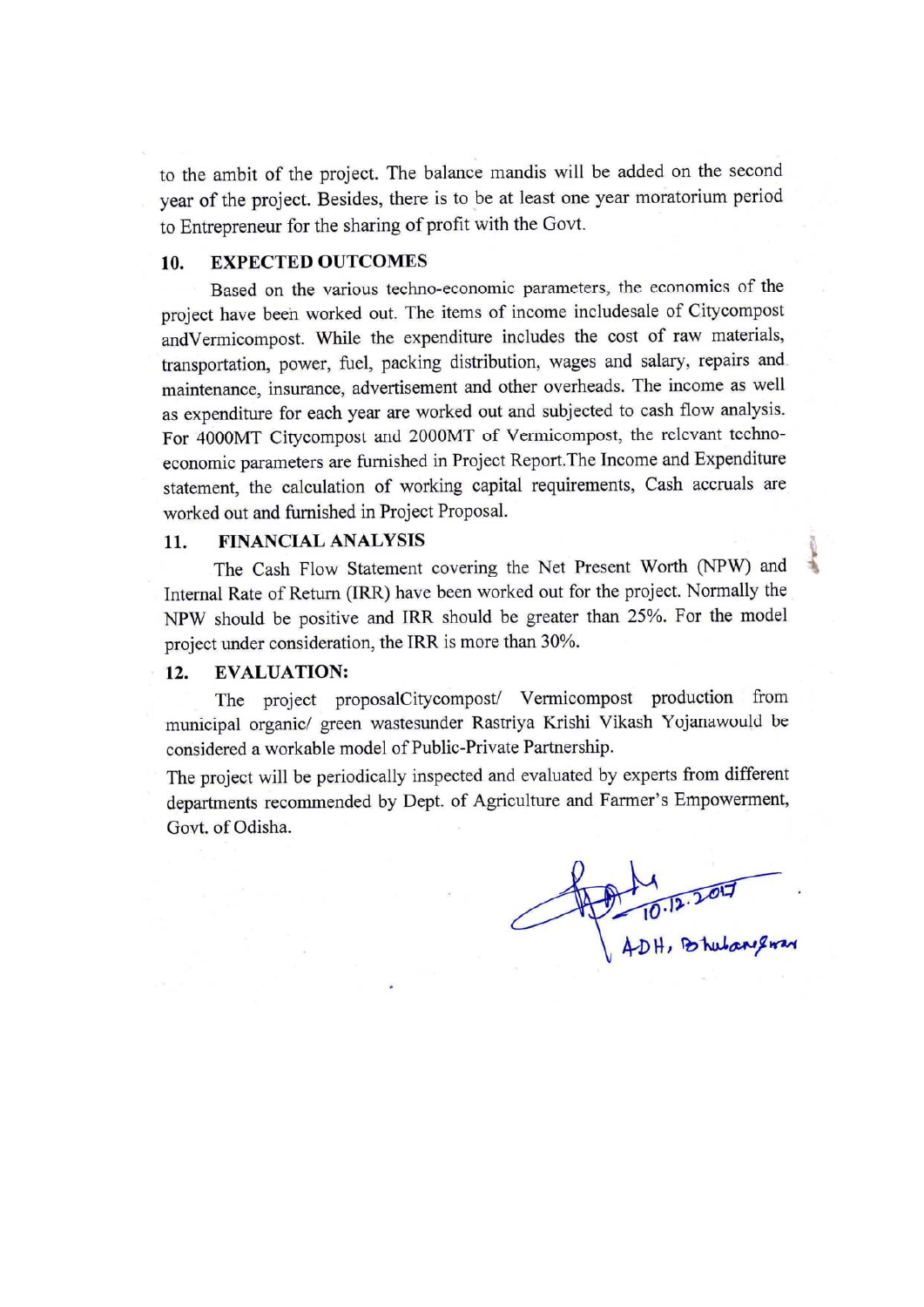to the ambit of the project. The balance mandis will be added on the second year of the project. Besides, there is to be at least one year moratorium period to Entrepreneur for the sharing of profit with the Govt.

## 10. EXPECTED OUTCOMES

Based on the various techno-economic parameters, the economics of the project have been worked out. The items of income includesale of Citycompost andVermicompost. While the expenditure includes the cost of raw materials, transportation, power, fuel, packing distribution, wages and salary, repairs and maintenance, insurance, advertisement and other overheads. The income as well as expenditure for each year are worked out and subjected to cash flow analysis. For 4000MT Citycompost and 2000MT of Vermicompost, the relevant techno-economic parameters are furnished in Project Report.The Income and Expenditure statement, the calculation of working capital requirements, Cash accruals are worked out and furnished in Project Proposal.

## 11. FINANCIAL ANALYSIS

The Cash Flow Statement covering the Net Present Worth (NPW) and Internal Rate of Return (IRR) have been worked out for the project. Normally the NPW should be positive and IRR should be greater than 25%. For the model project under consideration, the IRR is more than 30%.

## 12. EVALUATION:

The project proposalCitycompost/ Vermicompost production from municipal organic/ green wastesunder Rastriya Krishi Vikash Yojanawould be considered a workable model of Public-Private Partnership.

The project will be periodically inspected and evaluated by experts from different departments recommended by Dept. of Agriculture and Farmer's Empowerment, Govt. of Odisha.

10.12.2017

ADH, Bhubaneswar